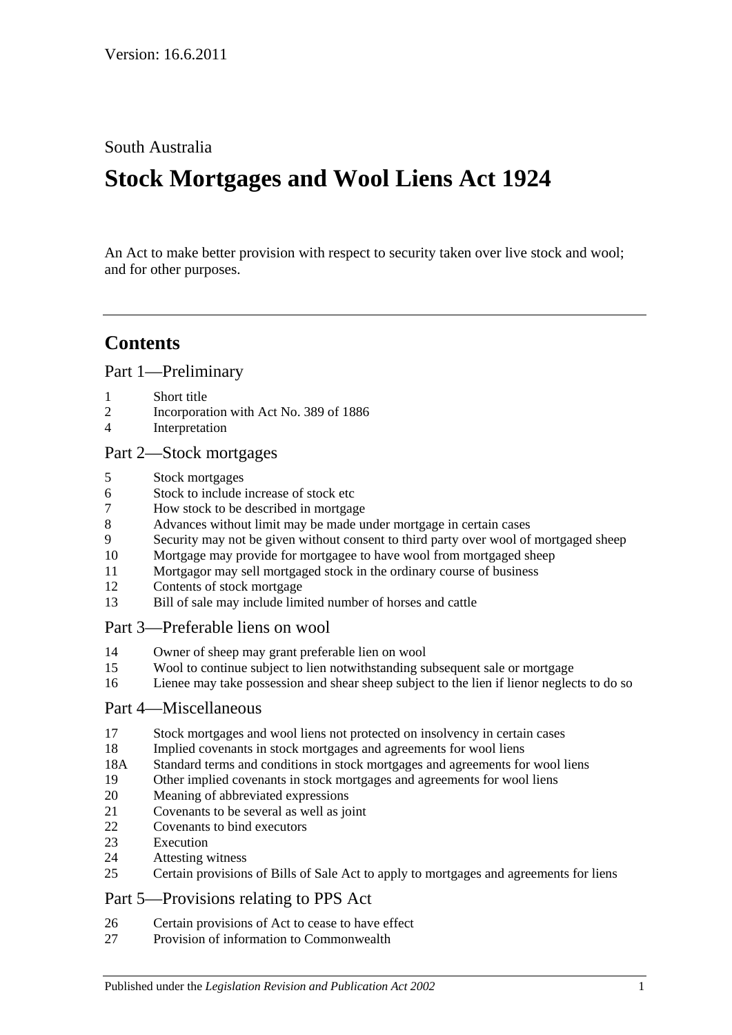Version: 16.6.2011

South Australia

# Stock Mortgages and Wool Liens Act 1924

An Act to make better provision with respect to security taken over live stock and wool; and for other purposes.

---

## Contents

Part 1—Preliminary

- 1 Short title
- 2 Incorporation with Act No. 389 of 1886
- 4 Interpretation

Part 2—Stock mortgages

- 5 Stock mortgages
- 6 Stock to include increase of stock etc
- 7 How stock to be described in mortgage
- 8 Advances without limit may be made under mortgage in certain cases
- 9 Security may not be given without consent to third party over wool of mortgaged sheep
- 10 Mortgage may provide for mortgagee to have wool from mortgaged sheep
- 11 Mortgagor may sell mortgaged stock in the ordinary course of business
- 12 Contents of stock mortgage
- 13 Bill of sale may include limited number of horses and cattle

Part 3—Preferable liens on wool

- 14 Owner of sheep may grant preferable lien on wool
- 15 Wool to continue subject to lien notwithstanding subsequent sale or mortgage
- 16 Lienee may take possession and shear sheep subject to the lien if lienor neglects to do so

Part 4—Miscellaneous

- 17 Stock mortgages and wool liens not protected on insolvency in certain cases
- 18 Implied covenants in stock mortgages and agreements for wool liens
- 18A Standard terms and conditions in stock mortgages and agreements for wool liens
- 19 Other implied covenants in stock mortgages and agreements for wool liens
- 20 Meaning of abbreviated expressions
- 21 Covenants to be several as well as joint
- 22 Covenants to bind executors
- 23 Execution
- 24 Attesting witness
- 25 Certain provisions of Bills of Sale Act to apply to mortgages and agreements for liens

Part 5—Provisions relating to PPS Act

- 26 Certain provisions of Act to cease to have effect
- 27 Provision of information to Commonwealth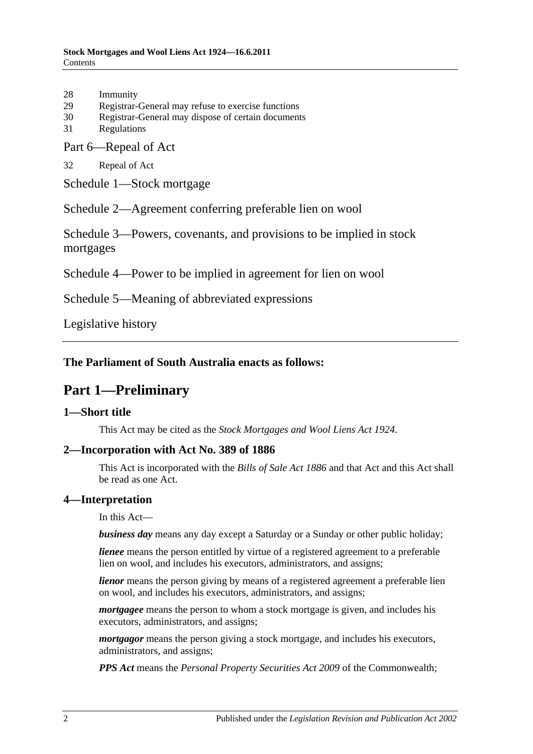28 Immunity
29 Registrar-General may refuse to exercise functions
30 Registrar-General may dispose of certain documents
31 Regulations

Part 6—Repeal of Act

32 Repeal of Act

Schedule 1—Stock mortgage

Schedule 2—Agreement conferring preferable lien on wool

Schedule 3—Powers, covenants, and provisions to be implied in stock mortgages

Schedule 4—Power to be implied in agreement for lien on wool

Schedule 5—Meaning of abbreviated expressions

Legislative history

**The Parliament of South Australia enacts as follows:**

# Part 1—Preliminary

## 1—Short title

This Act may be cited as the *Stock Mortgages and Wool Liens Act 1924*.

## 2—Incorporation with Act No. 389 of 1886

This Act is incorporated with the *Bills of Sale Act 1886* and that Act and this Act shall be read as one Act.

## 4—Interpretation

In this Act—

***business day*** means any day except a Saturday or a Sunday or other public holiday;

***lienee*** means the person entitled by virtue of a registered agreement to a preferable lien on wool, and includes his executors, administrators, and assigns;

***lienor*** means the person giving by means of a registered agreement a preferable lien on wool, and includes his executors, administrators, and assigns;

***mortgagee*** means the person to whom a stock mortgage is given, and includes his executors, administrators, and assigns;

***mortgagor*** means the person giving a stock mortgage, and includes his executors, administrators, and assigns;

***PPS Act*** means the *Personal Property Securities Act 2009* of the Commonwealth;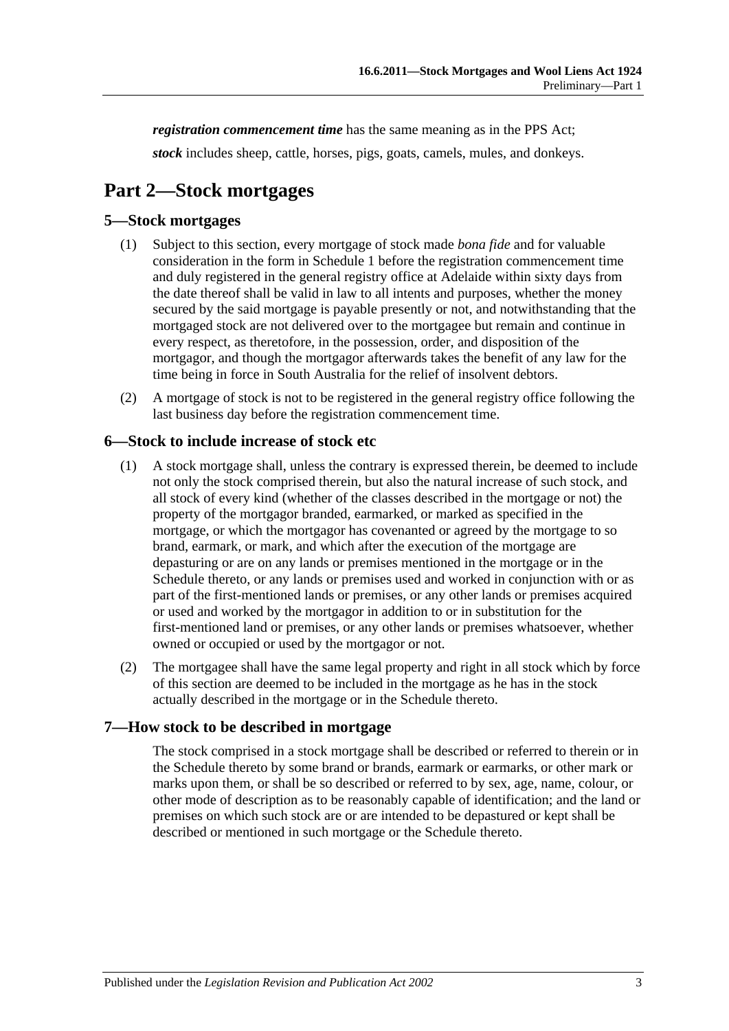***registration commencement time*** has the same meaning as in the PPS Act;

***stock*** includes sheep, cattle, horses, pigs, goats, camels, mules, and donkeys.

# Part 2—Stock mortgages

## 5—Stock mortgages

(1) Subject to this section, every mortgage of stock made *bona fide* and for valuable consideration in the form in Schedule 1 before the registration commencement time and duly registered in the general registry office at Adelaide within sixty days from the date thereof shall be valid in law to all intents and purposes, whether the money secured by the said mortgage is payable presently or not, and notwithstanding that the mortgaged stock are not delivered over to the mortgagee but remain and continue in every respect, as theretofore, in the possession, order, and disposition of the mortgagor, and though the mortgagor afterwards takes the benefit of any law for the time being in force in South Australia for the relief of insolvent debtors.

(2) A mortgage of stock is not to be registered in the general registry office following the last business day before the registration commencement time.

## 6—Stock to include increase of stock etc

(1) A stock mortgage shall, unless the contrary is expressed therein, be deemed to include not only the stock comprised therein, but also the natural increase of such stock, and all stock of every kind (whether of the classes described in the mortgage or not) the property of the mortgagor branded, earmarked, or marked as specified in the mortgage, or which the mortgagor has covenanted or agreed by the mortgage to so brand, earmark, or mark, and which after the execution of the mortgage are depasturing or are on any lands or premises mentioned in the mortgage or in the Schedule thereto, or any lands or premises used and worked in conjunction with or as part of the first-mentioned lands or premises, or any other lands or premises acquired or used and worked by the mortgagor in addition to or in substitution for the first-mentioned land or premises, or any other lands or premises whatsoever, whether owned or occupied or used by the mortgagor or not.

(2) The mortgagee shall have the same legal property and right in all stock which by force of this section are deemed to be included in the mortgage as he has in the stock actually described in the mortgage or in the Schedule thereto.

## 7—How stock to be described in mortgage

The stock comprised in a stock mortgage shall be described or referred to therein or in the Schedule thereto by some brand or brands, earmark or earmarks, or other mark or marks upon them, or shall be so described or referred to by sex, age, name, colour, or other mode of description as to be reasonably capable of identification; and the land or premises on which such stock are or are intended to be depastured or kept shall be described or mentioned in such mortgage or the Schedule thereto.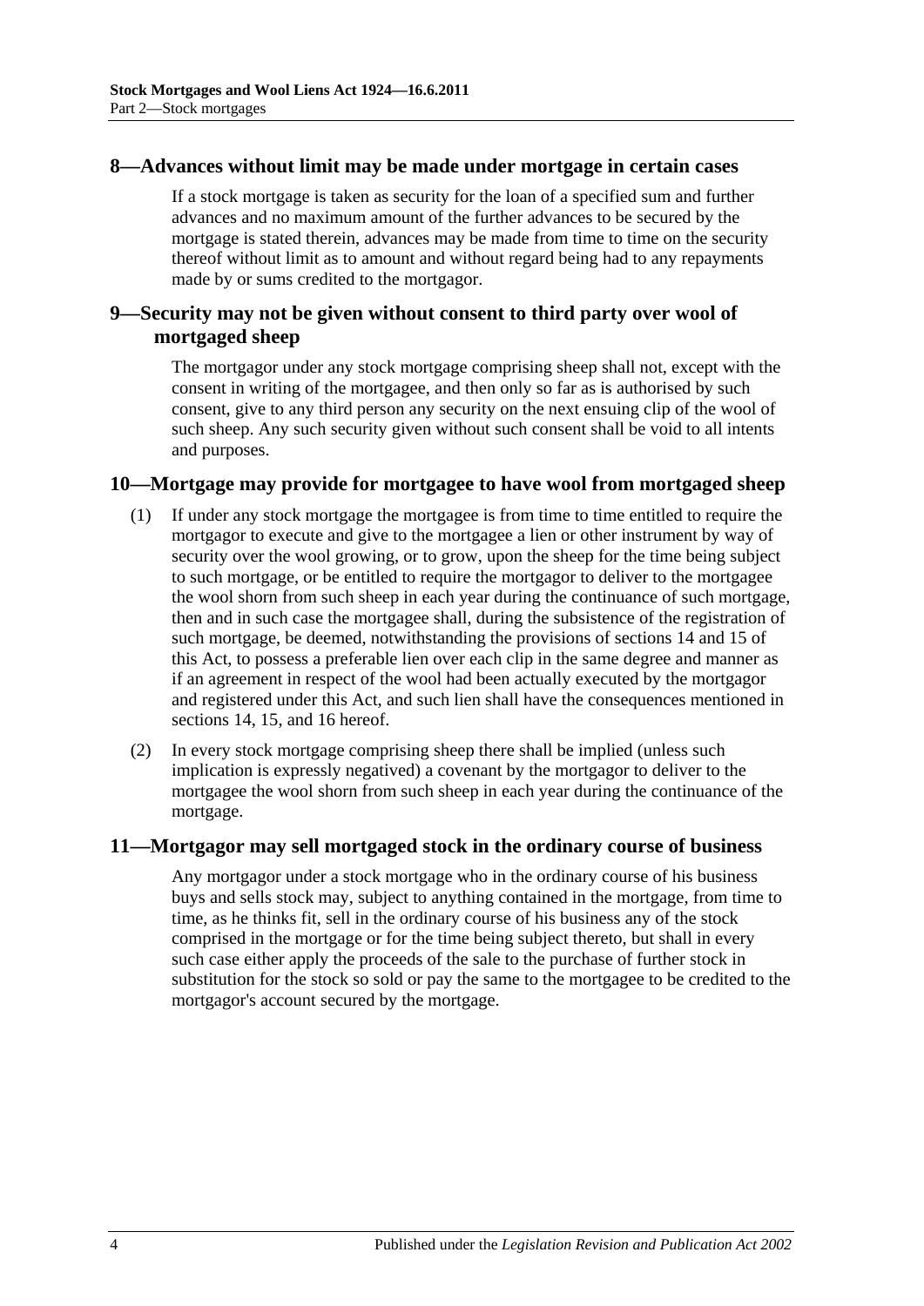## 8—Advances without limit may be made under mortgage in certain cases

If a stock mortgage is taken as security for the loan of a specified sum and further advances and no maximum amount of the further advances to be secured by the mortgage is stated therein, advances may be made from time to time on the security thereof without limit as to amount and without regard being had to any repayments made by or sums credited to the mortgagor.

## 9—Security may not be given without consent to third party over wool of mortgaged sheep

The mortgagor under any stock mortgage comprising sheep shall not, except with the consent in writing of the mortgagee, and then only so far as is authorised by such consent, give to any third person any security on the next ensuing clip of the wool of such sheep. Any such security given without such consent shall be void to all intents and purposes.

## 10—Mortgage may provide for mortgagee to have wool from mortgaged sheep

(1) If under any stock mortgage the mortgagee is from time to time entitled to require the mortgagor to execute and give to the mortgagee a lien or other instrument by way of security over the wool growing, or to grow, upon the sheep for the time being subject to such mortgage, or be entitled to require the mortgagor to deliver to the mortgagee the wool shorn from such sheep in each year during the continuance of such mortgage, then and in such case the mortgagee shall, during the subsistence of the registration of such mortgage, be deemed, notwithstanding the provisions of sections 14 and 15 of this Act, to possess a preferable lien over each clip in the same degree and manner as if an agreement in respect of the wool had been actually executed by the mortgagor and registered under this Act, and such lien shall have the consequences mentioned in sections 14, 15, and 16 hereof.

(2) In every stock mortgage comprising sheep there shall be implied (unless such implication is expressly negatived) a covenant by the mortgagor to deliver to the mortgagee the wool shorn from such sheep in each year during the continuance of the mortgage.

## 11—Mortgagor may sell mortgaged stock in the ordinary course of business

Any mortgagor under a stock mortgage who in the ordinary course of his business buys and sells stock may, subject to anything contained in the mortgage, from time to time, as he thinks fit, sell in the ordinary course of his business any of the stock comprised in the mortgage or for the time being subject thereto, but shall in every such case either apply the proceeds of the sale to the purchase of further stock in substitution for the stock so sold or pay the same to the mortgagee to be credited to the mortgagor's account secured by the mortgage.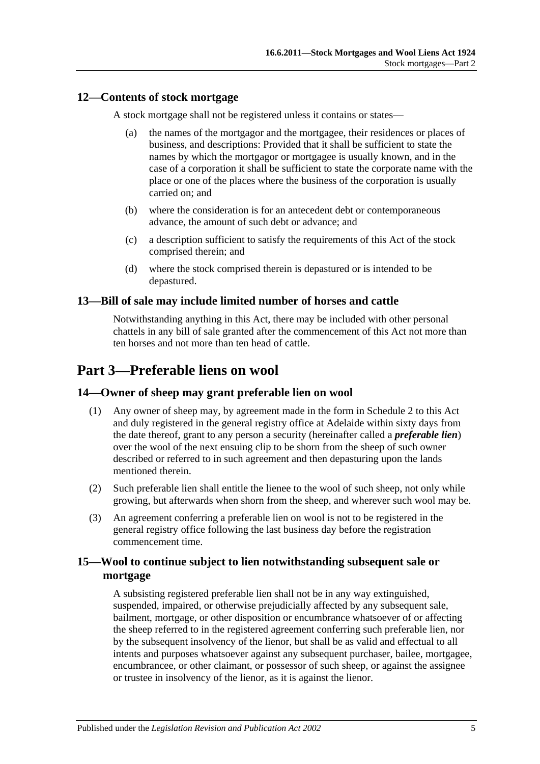### 12—Contents of stock mortgage

A stock mortgage shall not be registered unless it contains or states—

(a) the names of the mortgagor and the mortgagee, their residences or places of business, and descriptions: Provided that it shall be sufficient to state the names by which the mortgagor or mortgagee is usually known, and in the case of a corporation it shall be sufficient to state the corporate name with the place or one of the places where the business of the corporation is usually carried on; and

(b) where the consideration is for an antecedent debt or contemporaneous advance, the amount of such debt or advance; and

(c) a description sufficient to satisfy the requirements of this Act of the stock comprised therein; and

(d) where the stock comprised therein is depastured or is intended to be depastured.

### 13—Bill of sale may include limited number of horses and cattle

Notwithstanding anything in this Act, there may be included with other personal chattels in any bill of sale granted after the commencement of this Act not more than ten horses and not more than ten head of cattle.

## Part 3—Preferable liens on wool

### 14—Owner of sheep may grant preferable lien on wool

(1) Any owner of sheep may, by agreement made in the form in Schedule 2 to this Act and duly registered in the general registry office at Adelaide within sixty days from the date thereof, grant to any person a security (hereinafter called a ***preferable lien***) over the wool of the next ensuing clip to be shorn from the sheep of such owner described or referred to in such agreement and then depasturing upon the lands mentioned therein.

(2) Such preferable lien shall entitle the lienee to the wool of such sheep, not only while growing, but afterwards when shorn from the sheep, and wherever such wool may be.

(3) An agreement conferring a preferable lien on wool is not to be registered in the general registry office following the last business day before the registration commencement time.

### 15—Wool to continue subject to lien notwithstanding subsequent sale or mortgage

A subsisting registered preferable lien shall not be in any way extinguished, suspended, impaired, or otherwise prejudicially affected by any subsequent sale, bailment, mortgage, or other disposition or encumbrance whatsoever of or affecting the sheep referred to in the registered agreement conferring such preferable lien, nor by the subsequent insolvency of the lienor, but shall be as valid and effectual to all intents and purposes whatsoever against any subsequent purchaser, bailee, mortgagee, encumbrancee, or other claimant, or possessor of such sheep, or against the assignee or trustee in insolvency of the lienor, as it is against the lienor.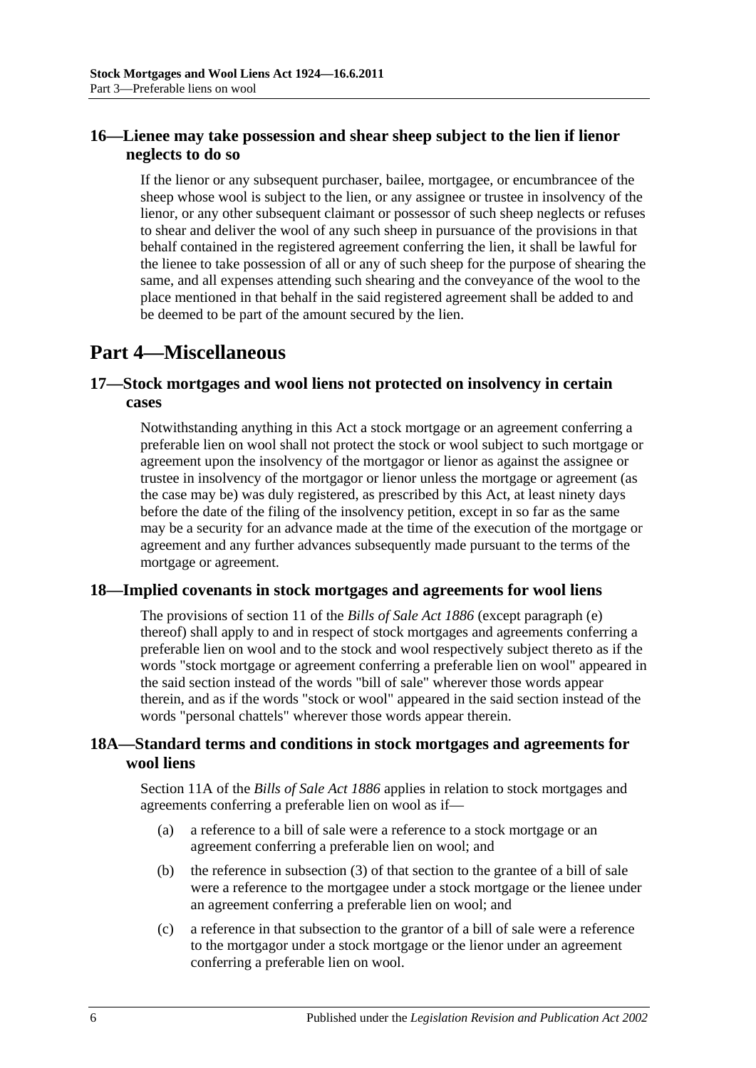### 16—Lienee may take possession and shear sheep subject to the lien if lienor neglects to do so

If the lienor or any subsequent purchaser, bailee, mortgagee, or encumbrancee of the sheep whose wool is subject to the lien, or any assignee or trustee in insolvency of the lienor, or any other subsequent claimant or possessor of such sheep neglects or refuses to shear and deliver the wool of any such sheep in pursuance of the provisions in that behalf contained in the registered agreement conferring the lien, it shall be lawful for the lienee to take possession of all or any of such sheep for the purpose of shearing the same, and all expenses attending such shearing and the conveyance of the wool to the place mentioned in that behalf in the said registered agreement shall be added to and be deemed to be part of the amount secured by the lien.

## Part 4—Miscellaneous

### 17—Stock mortgages and wool liens not protected on insolvency in certain cases

Notwithstanding anything in this Act a stock mortgage or an agreement conferring a preferable lien on wool shall not protect the stock or wool subject to such mortgage or agreement upon the insolvency of the mortgagor or lienor as against the assignee or trustee in insolvency of the mortgagor or lienor unless the mortgage or agreement (as the case may be) was duly registered, as prescribed by this Act, at least ninety days before the date of the filing of the insolvency petition, except in so far as the same may be a security for an advance made at the time of the execution of the mortgage or agreement and any further advances subsequently made pursuant to the terms of the mortgage or agreement.

### 18—Implied covenants in stock mortgages and agreements for wool liens

The provisions of section 11 of the *Bills of Sale Act 1886* (except paragraph (e) thereof) shall apply to and in respect of stock mortgages and agreements conferring a preferable lien on wool and to the stock and wool respectively subject thereto as if the words "stock mortgage or agreement conferring a preferable lien on wool" appeared in the said section instead of the words "bill of sale" wherever those words appear therein, and as if the words "stock or wool" appeared in the said section instead of the words "personal chattels" wherever those words appear therein.

### 18A—Standard terms and conditions in stock mortgages and agreements for wool liens

Section 11A of the *Bills of Sale Act 1886* applies in relation to stock mortgages and agreements conferring a preferable lien on wool as if—

(a) a reference to a bill of sale were a reference to a stock mortgage or an agreement conferring a preferable lien on wool; and

(b) the reference in subsection (3) of that section to the grantee of a bill of sale were a reference to the mortgagee under a stock mortgage or the lienee under an agreement conferring a preferable lien on wool; and

(c) a reference in that subsection to the grantor of a bill of sale were a reference to the mortgagor under a stock mortgage or the lienor under an agreement conferring a preferable lien on wool.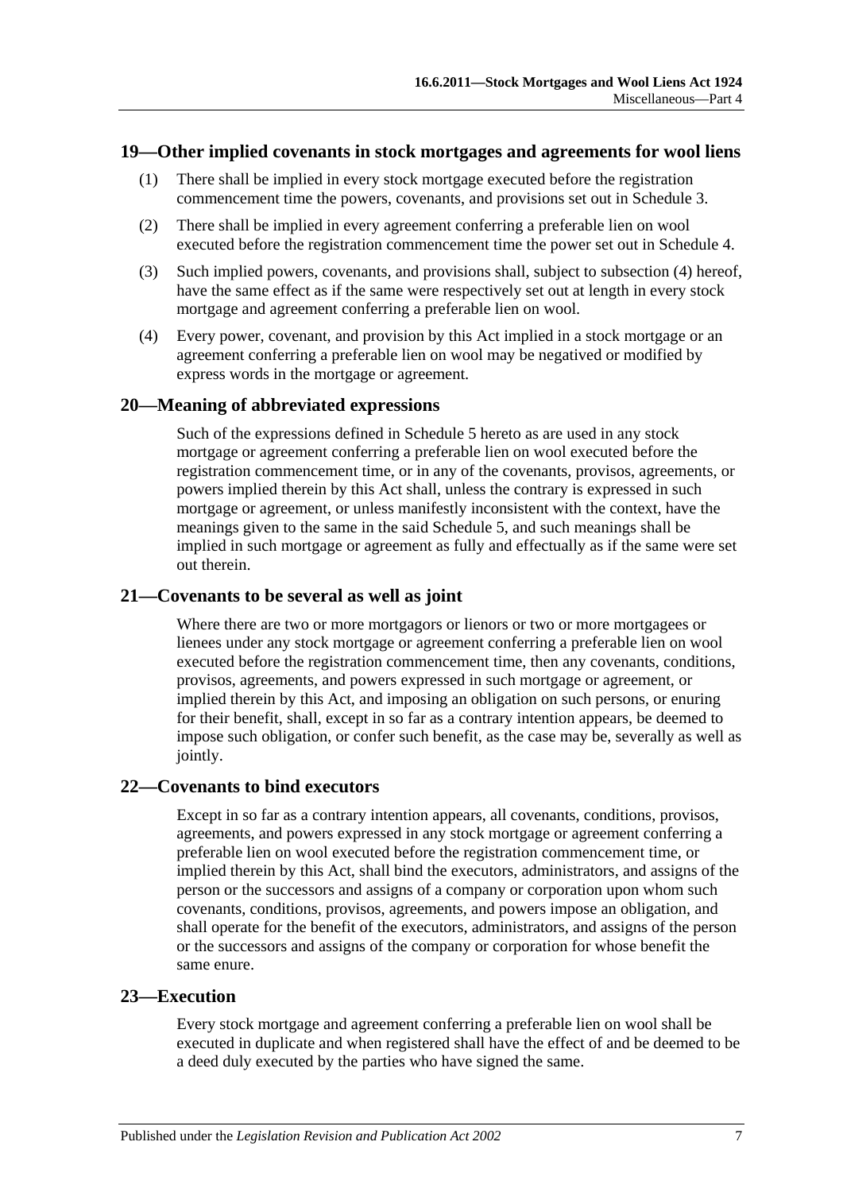## 19—Other implied covenants in stock mortgages and agreements for wool liens

(1) There shall be implied in every stock mortgage executed before the registration commencement time the powers, covenants, and provisions set out in Schedule 3.

(2) There shall be implied in every agreement conferring a preferable lien on wool executed before the registration commencement time the power set out in Schedule 4.

(3) Such implied powers, covenants, and provisions shall, subject to subsection (4) hereof, have the same effect as if the same were respectively set out at length in every stock mortgage and agreement conferring a preferable lien on wool.

(4) Every power, covenant, and provision by this Act implied in a stock mortgage or an agreement conferring a preferable lien on wool may be negatived or modified by express words in the mortgage or agreement.

## 20—Meaning of abbreviated expressions

Such of the expressions defined in Schedule 5 hereto as are used in any stock mortgage or agreement conferring a preferable lien on wool executed before the registration commencement time, or in any of the covenants, provisos, agreements, or powers implied therein by this Act shall, unless the contrary is expressed in such mortgage or agreement, or unless manifestly inconsistent with the context, have the meanings given to the same in the said Schedule 5, and such meanings shall be implied in such mortgage or agreement as fully and effectually as if the same were set out therein.

## 21—Covenants to be several as well as joint

Where there are two or more mortgagors or lienors or two or more mortgagees or lienees under any stock mortgage or agreement conferring a preferable lien on wool executed before the registration commencement time, then any covenants, conditions, provisos, agreements, and powers expressed in such mortgage or agreement, or implied therein by this Act, and imposing an obligation on such persons, or enuring for their benefit, shall, except in so far as a contrary intention appears, be deemed to impose such obligation, or confer such benefit, as the case may be, severally as well as jointly.

## 22—Covenants to bind executors

Except in so far as a contrary intention appears, all covenants, conditions, provisos, agreements, and powers expressed in any stock mortgage or agreement conferring a preferable lien on wool executed before the registration commencement time, or implied therein by this Act, shall bind the executors, administrators, and assigns of the person or the successors and assigns of a company or corporation upon whom such covenants, conditions, provisos, agreements, and powers impose an obligation, and shall operate for the benefit of the executors, administrators, and assigns of the person or the successors and assigns of the company or corporation for whose benefit the same enure.

## 23—Execution

Every stock mortgage and agreement conferring a preferable lien on wool shall be executed in duplicate and when registered shall have the effect of and be deemed to be a deed duly executed by the parties who have signed the same.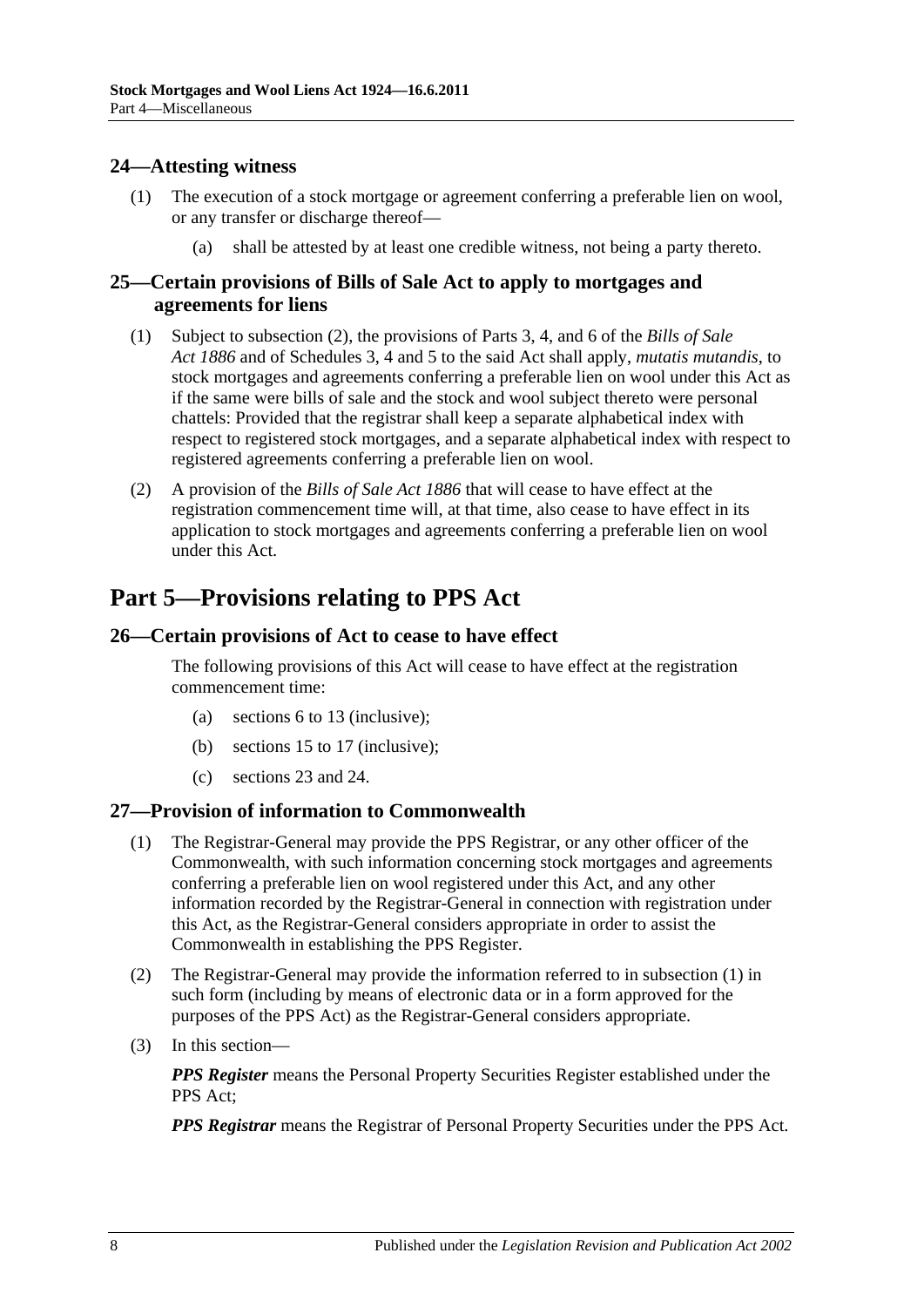## 24—Attesting witness

(1) The execution of a stock mortgage or agreement conferring a preferable lien on wool, or any transfer or discharge thereof—

(a) shall be attested by at least one credible witness, not being a party thereto.

## 25—Certain provisions of Bills of Sale Act to apply to mortgages and agreements for liens

(1) Subject to subsection (2), the provisions of Parts 3, 4, and 6 of the *Bills of Sale Act 1886* and of Schedules 3, 4 and 5 to the said Act shall apply, *mutatis mutandis*, to stock mortgages and agreements conferring a preferable lien on wool under this Act as if the same were bills of sale and the stock and wool subject thereto were personal chattels: Provided that the registrar shall keep a separate alphabetical index with respect to registered stock mortgages, and a separate alphabetical index with respect to registered agreements conferring a preferable lien on wool.

(2) A provision of the *Bills of Sale Act 1886* that will cease to have effect at the registration commencement time will, at that time, also cease to have effect in its application to stock mortgages and agreements conferring a preferable lien on wool under this Act.

# Part 5—Provisions relating to PPS Act

## 26—Certain provisions of Act to cease to have effect

The following provisions of this Act will cease to have effect at the registration commencement time:

(a) sections 6 to 13 (inclusive);

(b) sections 15 to 17 (inclusive);

(c) sections 23 and 24.

## 27—Provision of information to Commonwealth

(1) The Registrar-General may provide the PPS Registrar, or any other officer of the Commonwealth, with such information concerning stock mortgages and agreements conferring a preferable lien on wool registered under this Act, and any other information recorded by the Registrar-General in connection with registration under this Act, as the Registrar-General considers appropriate in order to assist the Commonwealth in establishing the PPS Register.

(2) The Registrar-General may provide the information referred to in subsection (1) in such form (including by means of electronic data or in a form approved for the purposes of the PPS Act) as the Registrar-General considers appropriate.

(3) In this section—

***PPS Register*** means the Personal Property Securities Register established under the PPS Act;

***PPS Registrar*** means the Registrar of Personal Property Securities under the PPS Act.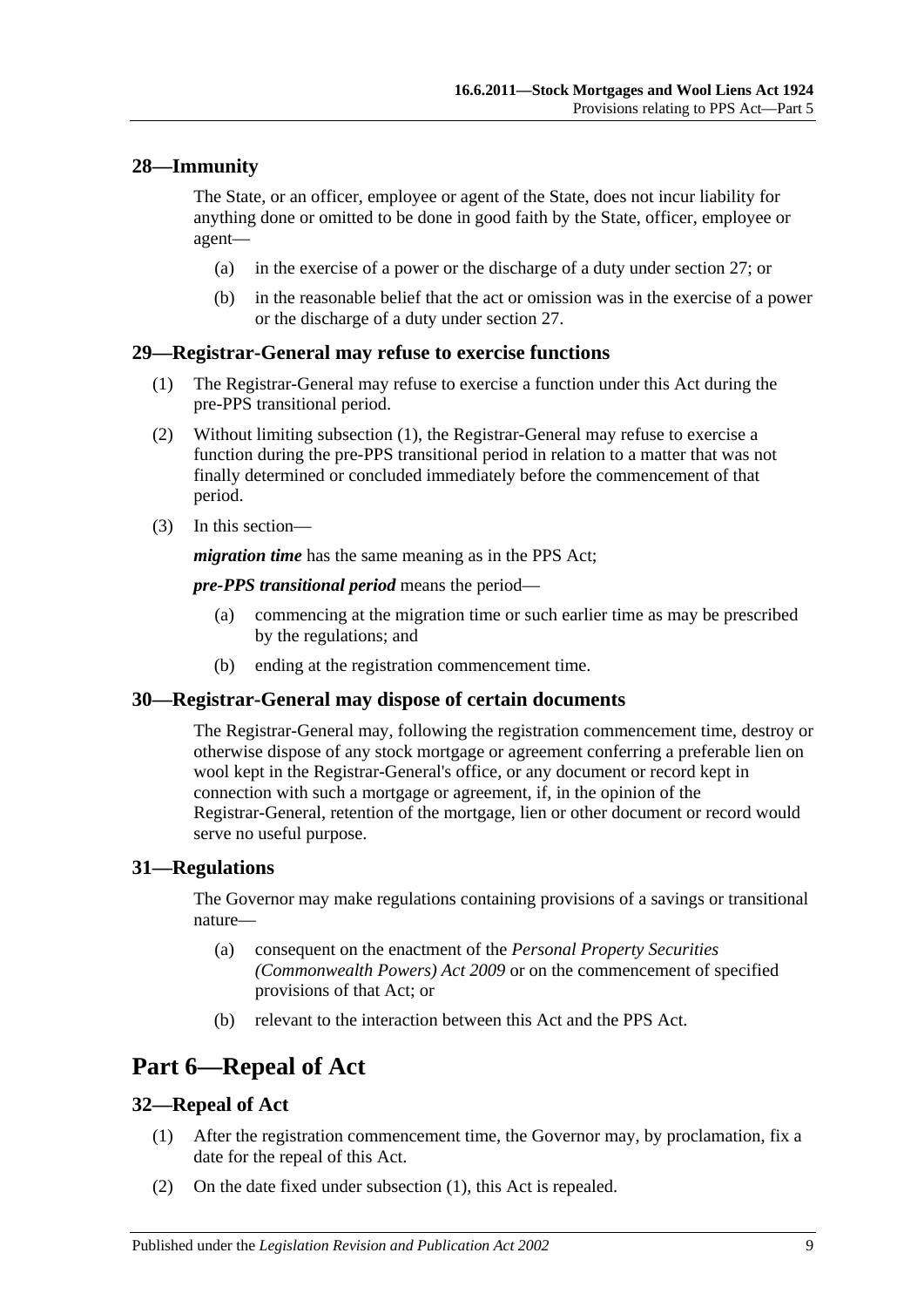## 28—Immunity

The State, or an officer, employee or agent of the State, does not incur liability for anything done or omitted to be done in good faith by the State, officer, employee or agent—

(a) in the exercise of a power or the discharge of a duty under section 27; or

(b) in the reasonable belief that the act or omission was in the exercise of a power or the discharge of a duty under section 27.

## 29—Registrar-General may refuse to exercise functions

(1) The Registrar-General may refuse to exercise a function under this Act during the pre-PPS transitional period.

(2) Without limiting subsection (1), the Registrar-General may refuse to exercise a function during the pre-PPS transitional period in relation to a matter that was not finally determined or concluded immediately before the commencement of that period.

(3) In this section—

***migration time*** has the same meaning as in the PPS Act;

***pre-PPS transitional period*** means the period—

(a) commencing at the migration time or such earlier time as may be prescribed by the regulations; and

(b) ending at the registration commencement time.

## 30—Registrar-General may dispose of certain documents

The Registrar-General may, following the registration commencement time, destroy or otherwise dispose of any stock mortgage or agreement conferring a preferable lien on wool kept in the Registrar-General's office, or any document or record kept in connection with such a mortgage or agreement, if, in the opinion of the Registrar-General, retention of the mortgage, lien or other document or record would serve no useful purpose.

## 31—Regulations

The Governor may make regulations containing provisions of a savings or transitional nature—

(a) consequent on the enactment of the *Personal Property Securities (Commonwealth Powers) Act 2009* or on the commencement of specified provisions of that Act; or

(b) relevant to the interaction between this Act and the PPS Act.

# Part 6—Repeal of Act

## 32—Repeal of Act

(1) After the registration commencement time, the Governor may, by proclamation, fix a date for the repeal of this Act.

(2) On the date fixed under subsection (1), this Act is repealed.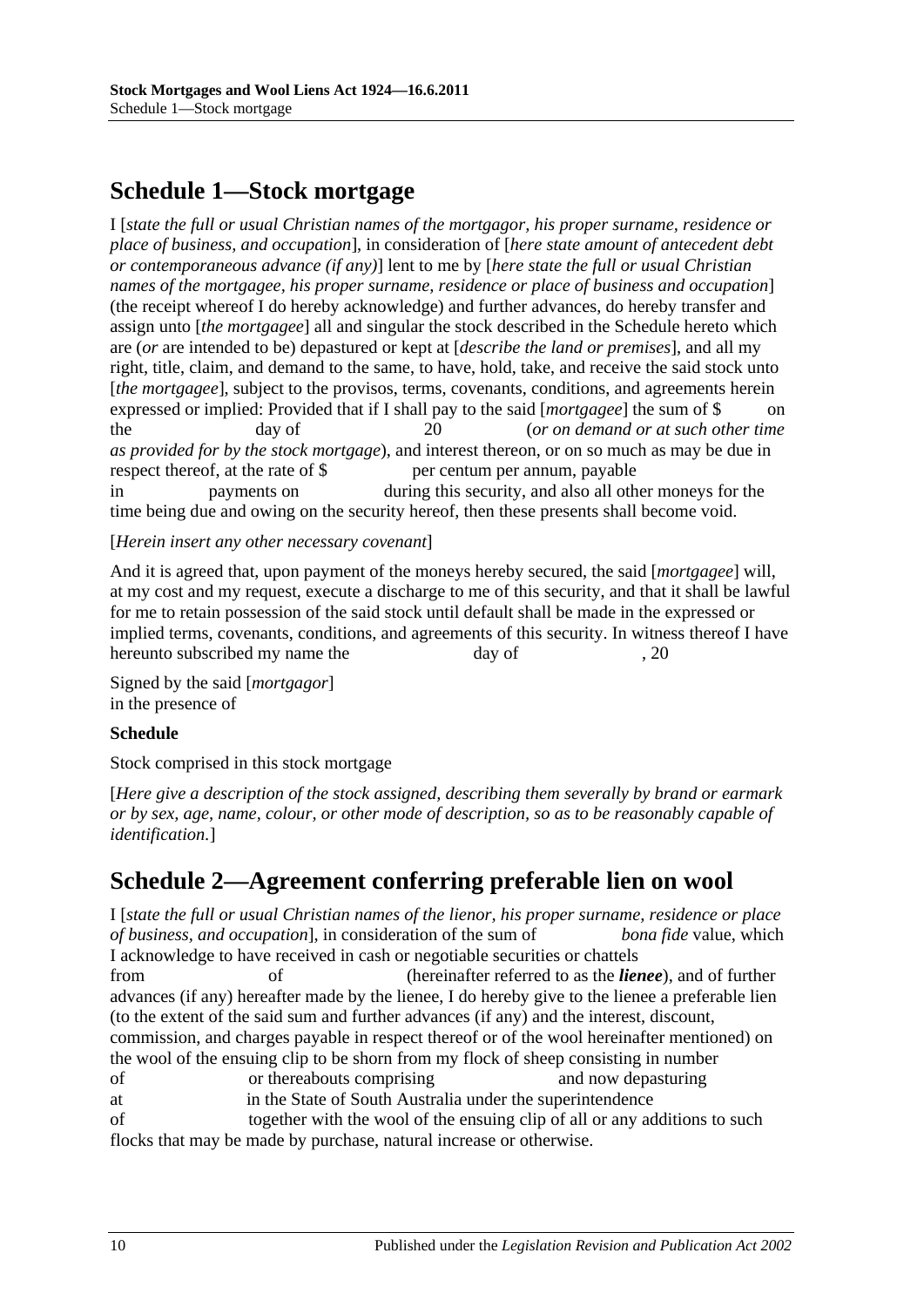## Schedule 1—Stock mortgage

I [*state the full or usual Christian names of the mortgagor, his proper surname, residence or place of business, and occupation*], in consideration of [*here state amount of antecedent debt or contemporaneous advance (if any)*] lent to me by [*here state the full or usual Christian names of the mortgagee, his proper surname, residence or place of business and occupation*] (the receipt whereof I do hereby acknowledge) and further advances, do hereby transfer and assign unto [*the mortgagee*] all and singular the stock described in the Schedule hereto which are (*or* are intended to be) depastured or kept at [*describe the land or premises*], and all my right, title, claim, and demand to the same, to have, hold, take, and receive the said stock unto [*the mortgagee*], subject to the provisos, terms, covenants, conditions, and agreements herein expressed or implied: Provided that if I shall pay to the said [*mortgagee*] the sum of $ on the day of 20 (*or on demand or at such other time as provided for by the stock mortgage*), and interest thereon, or on so much as may be due in respect thereof, at the rate of $ per centum per annum, payable in payments on during this security, and also all other moneys for the time being due and owing on the security hereof, then these presents shall become void.

[*Herein insert any other necessary covenant*]

And it is agreed that, upon payment of the moneys hereby secured, the said [*mortgagee*] will, at my cost and my request, execute a discharge to me of this security, and that it shall be lawful for me to retain possession of the said stock until default shall be made in the expressed or implied terms, covenants, conditions, and agreements of this security. In witness thereof I have hereunto subscribed my name the day of , 20

Signed by the said [*mortgagor*]
in the presence of

**Schedule**

Stock comprised in this stock mortgage

[*Here give a description of the stock assigned, describing them severally by brand or earmark or by sex, age, name, colour, or other mode of description, so as to be reasonably capable of identification.*]

## Schedule 2—Agreement conferring preferable lien on wool

I [*state the full or usual Christian names of the lienor, his proper surname, residence or place of business, and occupation*], in consideration of the sum of *bona fide* value, which I acknowledge to have received in cash or negotiable securities or chattels from of (hereinafter referred to as the ***lienee***), and of further advances (if any) hereafter made by the lienee, I do hereby give to the lienee a preferable lien (to the extent of the said sum and further advances (if any) and the interest, discount, commission, and charges payable in respect thereof or of the wool hereinafter mentioned) on the wool of the ensuing clip to be shorn from my flock of sheep consisting in number of or thereabouts comprising and now depasturing at in the State of South Australia under the superintendence of together with the wool of the ensuing clip of all or any additions to such flocks that may be made by purchase, natural increase or otherwise.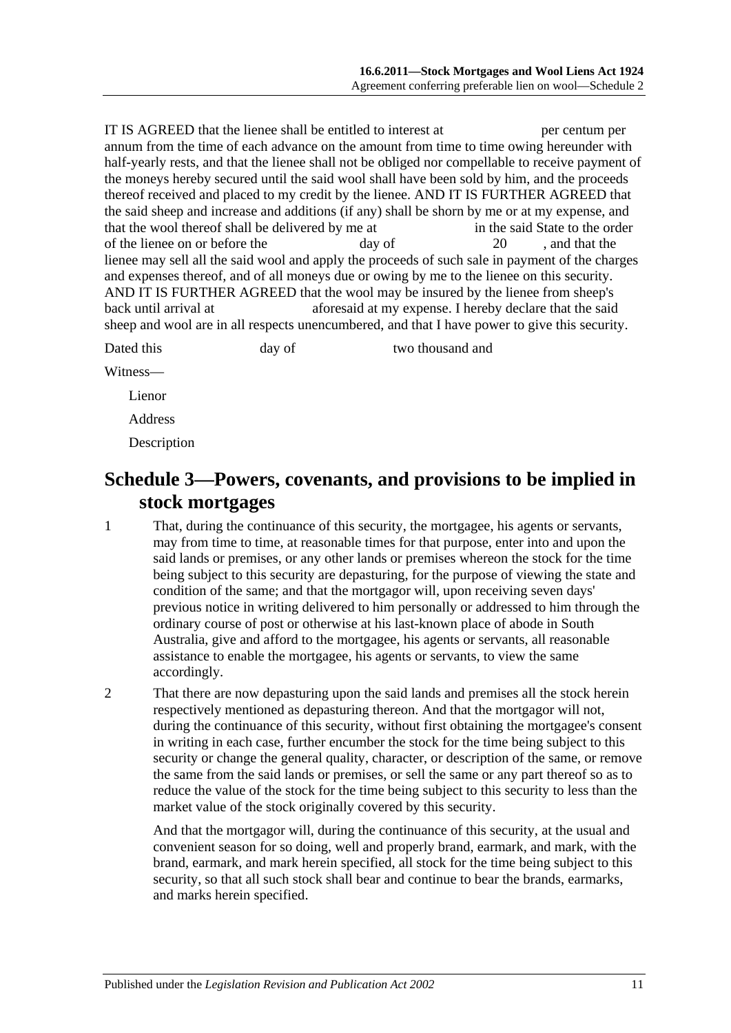IT IS AGREED that the lienee shall be entitled to interest at per centum per annum from the time of each advance on the amount from time to time owing hereunder with half-yearly rests, and that the lienee shall not be obliged nor compellable to receive payment of the moneys hereby secured until the said wool shall have been sold by him, and the proceeds thereof received and placed to my credit by the lienee. AND IT IS FURTHER AGREED that the said sheep and increase and additions (if any) shall be shorn by me or at my expense, and that the wool thereof shall be delivered by me at in the said State to the order of the lienee on or before the day of 20 , and that the lienee may sell all the said wool and apply the proceeds of such sale in payment of the charges and expenses thereof, and of all moneys due or owing by me to the lienee on this security. AND IT IS FURTHER AGREED that the wool may be insured by the lienee from sheep's back until arrival at aforesaid at my expense. I hereby declare that the said sheep and wool are in all respects unencumbered, and that I have power to give this security.

Dated this day of two thousand and

Witness—

Lienor

Address

Description

## Schedule 3—Powers, covenants, and provisions to be implied in stock mortgages

1 That, during the continuance of this security, the mortgagee, his agents or servants, may from time to time, at reasonable times for that purpose, enter into and upon the said lands or premises, or any other lands or premises whereon the stock for the time being subject to this security are depasturing, for the purpose of viewing the state and condition of the same; and that the mortgagor will, upon receiving seven days' previous notice in writing delivered to him personally or addressed to him through the ordinary course of post or otherwise at his last-known place of abode in South Australia, give and afford to the mortgagee, his agents or servants, all reasonable assistance to enable the mortgagee, his agents or servants, to view the same accordingly.

2 That there are now depasturing upon the said lands and premises all the stock herein respectively mentioned as depasturing thereon. And that the mortgagor will not, during the continuance of this security, without first obtaining the mortgagee's consent in writing in each case, further encumber the stock for the time being subject to this security or change the general quality, character, or description of the same, or remove the same from the said lands or premises, or sell the same or any part thereof so as to reduce the value of the stock for the time being subject to this security to less than the market value of the stock originally covered by this security.

And that the mortgagor will, during the continuance of this security, at the usual and convenient season for so doing, well and properly brand, earmark, and mark, with the brand, earmark, and mark herein specified, all stock for the time being subject to this security, so that all such stock shall bear and continue to bear the brands, earmarks, and marks herein specified.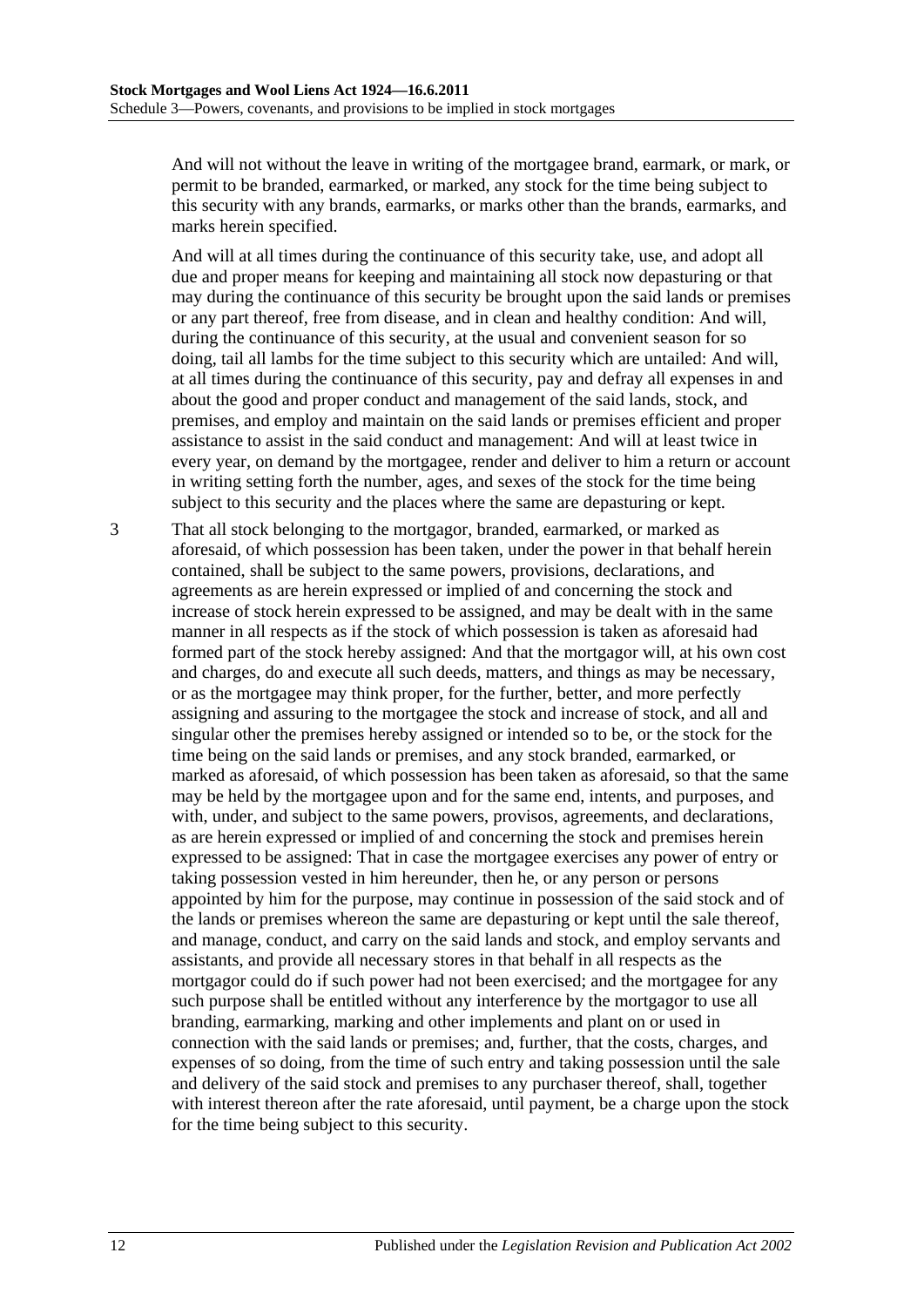And will not without the leave in writing of the mortgagee brand, earmark, or mark, or permit to be branded, earmarked, or marked, any stock for the time being subject to this security with any brands, earmarks, or marks other than the brands, earmarks, and marks herein specified.

And will at all times during the continuance of this security take, use, and adopt all due and proper means for keeping and maintaining all stock now depasturing or that may during the continuance of this security be brought upon the said lands or premises or any part thereof, free from disease, and in clean and healthy condition: And will, during the continuance of this security, at the usual and convenient season for so doing, tail all lambs for the time subject to this security which are untailed: And will, at all times during the continuance of this security, pay and defray all expenses in and about the good and proper conduct and management of the said lands, stock, and premises, and employ and maintain on the said lands or premises efficient and proper assistance to assist in the said conduct and management: And will at least twice in every year, on demand by the mortgagee, render and deliver to him a return or account in writing setting forth the number, ages, and sexes of the stock for the time being subject to this security and the places where the same are depasturing or kept.

3 That all stock belonging to the mortgagor, branded, earmarked, or marked as aforesaid, of which possession has been taken, under the power in that behalf herein contained, shall be subject to the same powers, provisions, declarations, and agreements as are herein expressed or implied of and concerning the stock and increase of stock herein expressed to be assigned, and may be dealt with in the same manner in all respects as if the stock of which possession is taken as aforesaid had formed part of the stock hereby assigned: And that the mortgagor will, at his own cost and charges, do and execute all such deeds, matters, and things as may be necessary, or as the mortgagee may think proper, for the further, better, and more perfectly assigning and assuring to the mortgagee the stock and increase of stock, and all and singular other the premises hereby assigned or intended so to be, or the stock for the time being on the said lands or premises, and any stock branded, earmarked, or marked as aforesaid, of which possession has been taken as aforesaid, so that the same may be held by the mortgagee upon and for the same end, intents, and purposes, and with, under, and subject to the same powers, provisos, agreements, and declarations, as are herein expressed or implied of and concerning the stock and premises herein expressed to be assigned: That in case the mortgagee exercises any power of entry or taking possession vested in him hereunder, then he, or any person or persons appointed by him for the purpose, may continue in possession of the said stock and of the lands or premises whereon the same are depasturing or kept until the sale thereof, and manage, conduct, and carry on the said lands and stock, and employ servants and assistants, and provide all necessary stores in that behalf in all respects as the mortgagor could do if such power had not been exercised; and the mortgagee for any such purpose shall be entitled without any interference by the mortgagor to use all branding, earmarking, marking and other implements and plant on or used in connection with the said lands or premises; and, further, that the costs, charges, and expenses of so doing, from the time of such entry and taking possession until the sale and delivery of the said stock and premises to any purchaser thereof, shall, together with interest thereon after the rate aforesaid, until payment, be a charge upon the stock for the time being subject to this security.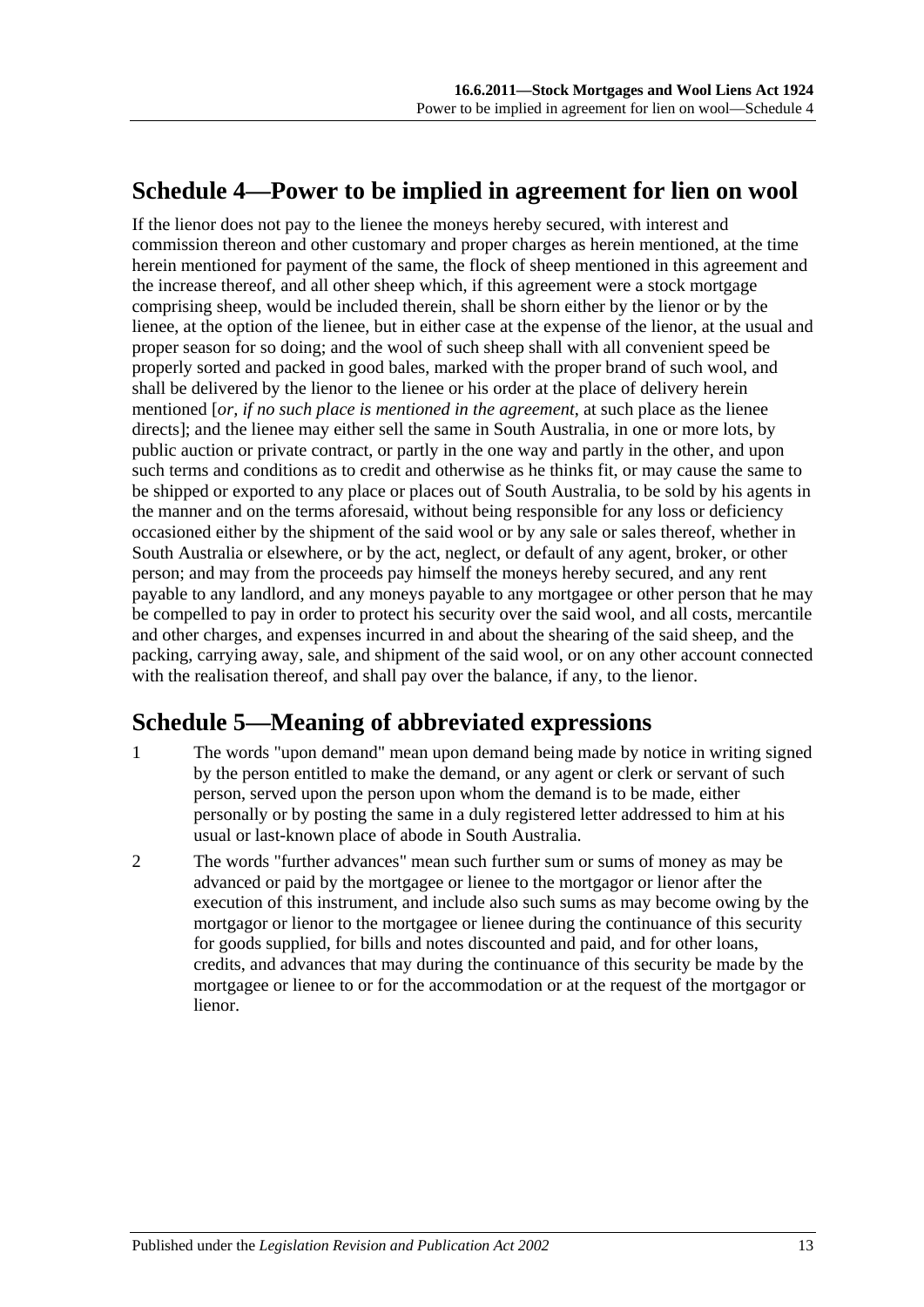## Schedule 4—Power to be implied in agreement for lien on wool

If the lienor does not pay to the lienee the moneys hereby secured, with interest and commission thereon and other customary and proper charges as herein mentioned, at the time herein mentioned for payment of the same, the flock of sheep mentioned in this agreement and the increase thereof, and all other sheep which, if this agreement were a stock mortgage comprising sheep, would be included therein, shall be shorn either by the lienor or by the lienee, at the option of the lienee, but in either case at the expense of the lienor, at the usual and proper season for so doing; and the wool of such sheep shall with all convenient speed be properly sorted and packed in good bales, marked with the proper brand of such wool, and shall be delivered by the lienor to the lienee or his order at the place of delivery herein mentioned [*or, if no such place is mentioned in the agreement*, at such place as the lienee directs]; and the lienee may either sell the same in South Australia, in one or more lots, by public auction or private contract, or partly in the one way and partly in the other, and upon such terms and conditions as to credit and otherwise as he thinks fit, or may cause the same to be shipped or exported to any place or places out of South Australia, to be sold by his agents in the manner and on the terms aforesaid, without being responsible for any loss or deficiency occasioned either by the shipment of the said wool or by any sale or sales thereof, whether in South Australia or elsewhere, or by the act, neglect, or default of any agent, broker, or other person; and may from the proceeds pay himself the moneys hereby secured, and any rent payable to any landlord, and any moneys payable to any mortgagee or other person that he may be compelled to pay in order to protect his security over the said wool, and all costs, mercantile and other charges, and expenses incurred in and about the shearing of the said sheep, and the packing, carrying away, sale, and shipment of the said wool, or on any other account connected with the realisation thereof, and shall pay over the balance, if any, to the lienor.

## Schedule 5—Meaning of abbreviated expressions

1 The words "upon demand" mean upon demand being made by notice in writing signed by the person entitled to make the demand, or any agent or clerk or servant of such person, served upon the person upon whom the demand is to be made, either personally or by posting the same in a duly registered letter addressed to him at his usual or last-known place of abode in South Australia.

2 The words "further advances" mean such further sum or sums of money as may be advanced or paid by the mortgagee or lienee to the mortgagor or lienor after the execution of this instrument, and include also such sums as may become owing by the mortgagor or lienor to the mortgagee or lienee during the continuance of this security for goods supplied, for bills and notes discounted and paid, and for other loans, credits, and advances that may during the continuance of this security be made by the mortgagee or lienee to or for the accommodation or at the request of the mortgagor or lienor.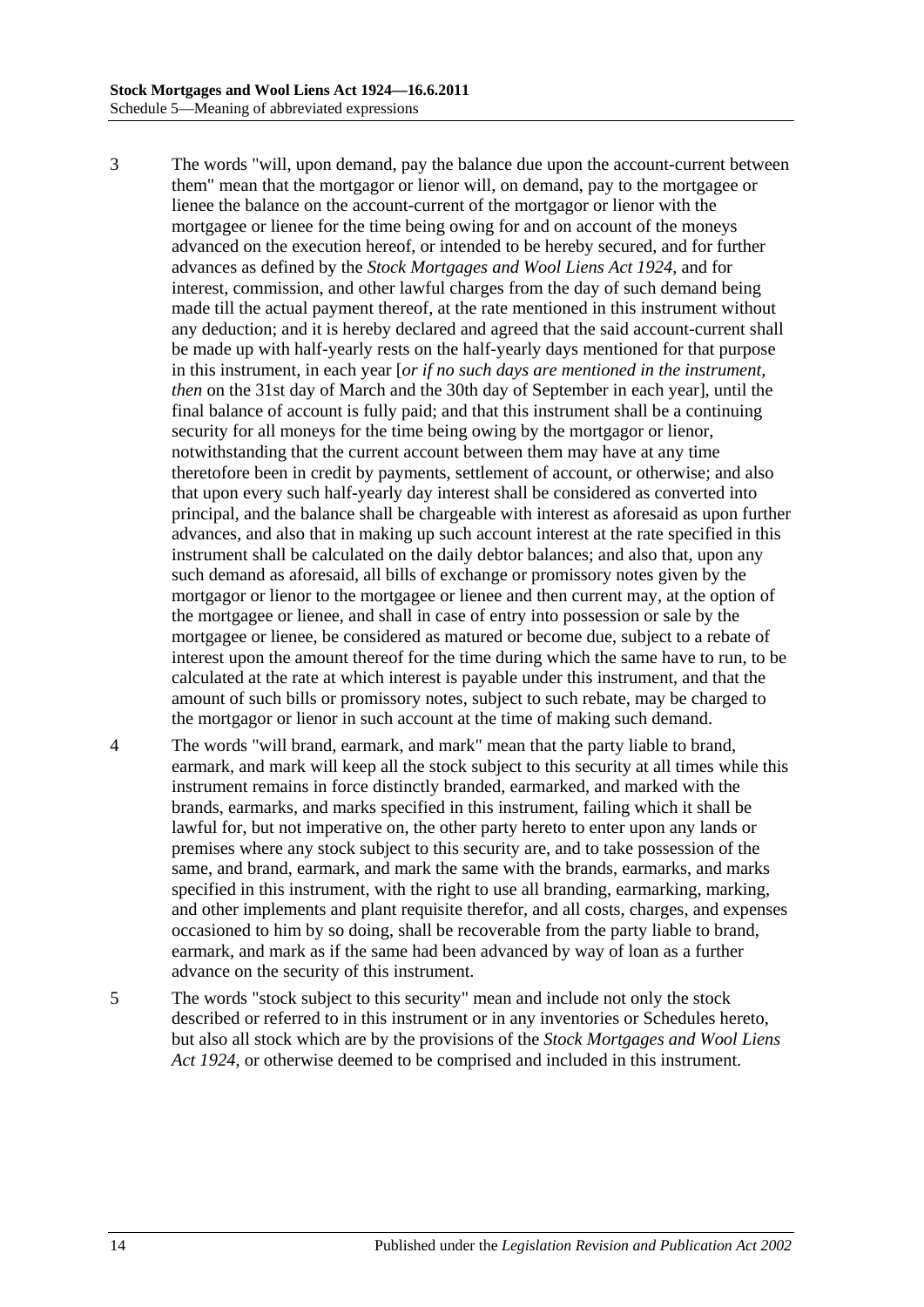3 The words "will, upon demand, pay the balance due upon the account-current between them" mean that the mortgagor or lienor will, on demand, pay to the mortgagee or lienee the balance on the account-current of the mortgagor or lienor with the mortgagee or lienee for the time being owing for and on account of the moneys advanced on the execution hereof, or intended to be hereby secured, and for further advances as defined by the *Stock Mortgages and Wool Liens Act 1924*, and for interest, commission, and other lawful charges from the day of such demand being made till the actual payment thereof, at the rate mentioned in this instrument without any deduction; and it is hereby declared and agreed that the said account-current shall be made up with half-yearly rests on the half-yearly days mentioned for that purpose in this instrument, in each year [*or if no such days are mentioned in the instrument, then* on the 31st day of March and the 30th day of September in each year], until the final balance of account is fully paid; and that this instrument shall be a continuing security for all moneys for the time being owing by the mortgagor or lienor, notwithstanding that the current account between them may have at any time theretofore been in credit by payments, settlement of account, or otherwise; and also that upon every such half-yearly day interest shall be considered as converted into principal, and the balance shall be chargeable with interest as aforesaid as upon further advances, and also that in making up such account interest at the rate specified in this instrument shall be calculated on the daily debtor balances; and also that, upon any such demand as aforesaid, all bills of exchange or promissory notes given by the mortgagor or lienor to the mortgagee or lienee and then current may, at the option of the mortgagee or lienee, and shall in case of entry into possession or sale by the mortgagee or lienee, be considered as matured or become due, subject to a rebate of interest upon the amount thereof for the time during which the same have to run, to be calculated at the rate at which interest is payable under this instrument, and that the amount of such bills or promissory notes, subject to such rebate, may be charged to the mortgagor or lienor in such account at the time of making such demand.

4 The words "will brand, earmark, and mark" mean that the party liable to brand, earmark, and mark will keep all the stock subject to this security at all times while this instrument remains in force distinctly branded, earmarked, and marked with the brands, earmarks, and marks specified in this instrument, failing which it shall be lawful for, but not imperative on, the other party hereto to enter upon any lands or premises where any stock subject to this security are, and to take possession of the same, and brand, earmark, and mark the same with the brands, earmarks, and marks specified in this instrument, with the right to use all branding, earmarking, marking, and other implements and plant requisite therefor, and all costs, charges, and expenses occasioned to him by so doing, shall be recoverable from the party liable to brand, earmark, and mark as if the same had been advanced by way of loan as a further advance on the security of this instrument.

5 The words "stock subject to this security" mean and include not only the stock described or referred to in this instrument or in any inventories or Schedules hereto, but also all stock which are by the provisions of the *Stock Mortgages and Wool Liens Act 1924*, or otherwise deemed to be comprised and included in this instrument.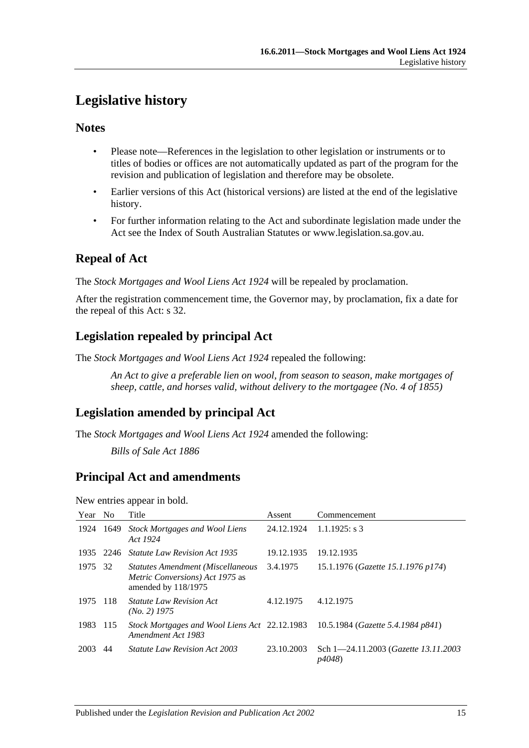# Legislative history

## Notes

- Please note—References in the legislation to other legislation or instruments or to titles of bodies or offices are not automatically updated as part of the program for the revision and publication of legislation and therefore may be obsolete.
- Earlier versions of this Act (historical versions) are listed at the end of the legislative history.
- For further information relating to the Act and subordinate legislation made under the Act see the Index of South Australian Statutes or www.legislation.sa.gov.au.

## Repeal of Act

The *Stock Mortgages and Wool Liens Act 1924* will be repealed by proclamation.

After the registration commencement time, the Governor may, by proclamation, fix a date for the repeal of this Act: s 32.

## Legislation repealed by principal Act

The *Stock Mortgages and Wool Liens Act 1924* repealed the following:

> *An Act to give a preferable lien on wool, from season to season, make mortgages of sheep, cattle, and horses valid, without delivery to the mortgagee (No. 4 of 1855)*

## Legislation amended by principal Act

The *Stock Mortgages and Wool Liens Act 1924* amended the following:

> *Bills of Sale Act 1886*

## Principal Act and amendments

New entries appear in bold.

| Year | No | Title | Assent | Commencement |
|---|---|---|---|---|
| 1924 | 1649 | *Stock Mortgages and Wool Liens Act 1924* | 24.12.1924 | 1.1.1925: s 3 |
| 1935 | 2246 | *Statute Law Revision Act 1935* | 19.12.1935 | 19.12.1935 |
| 1975 | 32 | *Statutes Amendment (Miscellaneous Metric Conversions) Act 1975* as amended by 118/1975 | 3.4.1975 | 15.1.1976 (*Gazette 15.1.1976 p174*) |
| 1975 | 118 | *Statute Law Revision Act (No. 2) 1975* | 4.12.1975 | 4.12.1975 |
| 1983 | 115 | *Stock Mortgages and Wool Liens Act Amendment Act 1983* | 22.12.1983 | 10.5.1984 (*Gazette 5.4.1984 p841*) |
| 2003 | 44 | *Statute Law Revision Act 2003* | 23.10.2003 | Sch 1—24.11.2003 (*Gazette 13.11.2003 p4048*) |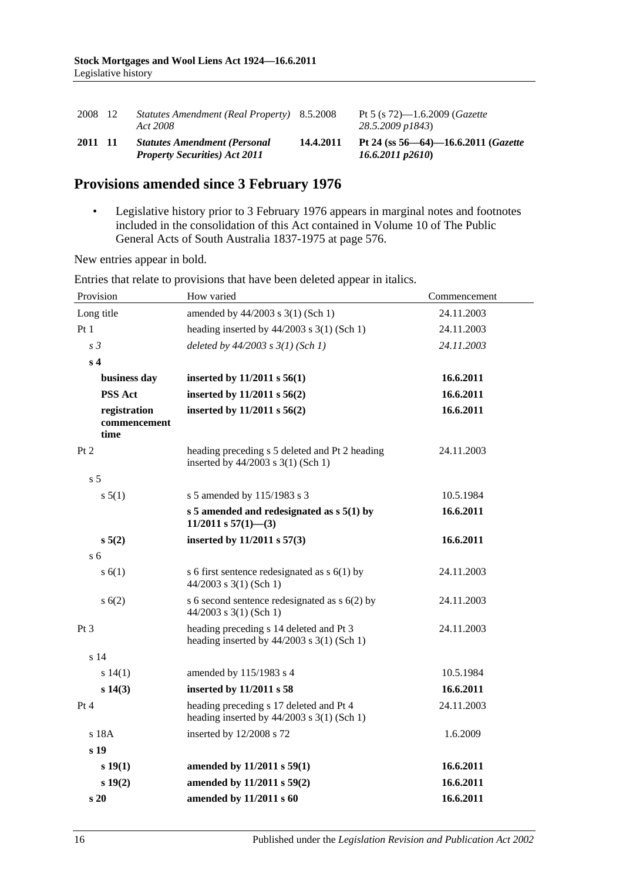| | | | | |
|---|---|---|---|---|
| 2008 | 12 | *Statutes Amendment (Real Property) Act 2008* | 8.5.2008 | Pt 5 (s 72)—1.6.2009 (*Gazette 28.5.2009 p1843*) |
| **2011** | **11** | ***Statutes Amendment (Personal Property Securities) Act 2011*** | **14.4.2011** | **Pt 24 (ss 56—64)—16.6.2011 (*Gazette 16.6.2011 p2610*)** |

## Provisions amended since 3 February 1976

- Legislative history prior to 3 February 1976 appears in marginal notes and footnotes included in the consolidation of this Act contained in Volume 10 of The Public General Acts of South Australia 1837-1975 at page 576.

New entries appear in bold.

Entries that relate to provisions that have been deleted appear in italics.

| Provision | How varied | Commencement |
|---|---|---|
| Long title | amended by 44/2003 s 3(1) (Sch 1) | 24.11.2003 |
| Pt 1 | heading inserted by 44/2003 s 3(1) (Sch 1) | 24.11.2003 |
| *s 3* | *deleted by 44/2003 s 3(1) (Sch 1)* | *24.11.2003* |
| **s 4** | | |
| **business day** | **inserted by 11/2011 s 56(1)** | **16.6.2011** |
| **PSS Act** | **inserted by 11/2011 s 56(2)** | **16.6.2011** |
| **registration commencement time** | **inserted by 11/2011 s 56(2)** | **16.6.2011** |
| Pt 2 | heading preceding s 5 deleted and Pt 2 heading inserted by 44/2003 s 3(1) (Sch 1) | 24.11.2003 |
| s 5 | | |
| s 5(1) | s 5 amended by 115/1983 s 3 | 10.5.1984 |
| | **s 5 amended and redesignated as s 5(1) by 11/2011 s 57(1)—(3)** | **16.6.2011** |
| **s 5(2)** | **inserted by 11/2011 s 57(3)** | **16.6.2011** |
| s 6 | | |
| s 6(1) | s 6 first sentence redesignated as s 6(1) by 44/2003 s 3(1) (Sch 1) | 24.11.2003 |
| s 6(2) | s 6 second sentence redesignated as s 6(2) by 44/2003 s 3(1) (Sch 1) | 24.11.2003 |
| Pt 3 | heading preceding s 14 deleted and Pt 3 heading inserted by 44/2003 s 3(1) (Sch 1) | 24.11.2003 |
| s 14 | | |
| s 14(1) | amended by 115/1983 s 4 | 10.5.1984 |
| **s 14(3)** | **inserted by 11/2011 s 58** | **16.6.2011** |
| Pt 4 | heading preceding s 17 deleted and Pt 4 heading inserted by 44/2003 s 3(1) (Sch 1) | 24.11.2003 |
| s 18A | inserted by 12/2008 s 72 | 1.6.2009 |
| **s 19** | | |
| **s 19(1)** | **amended by 11/2011 s 59(1)** | **16.6.2011** |
| **s 19(2)** | **amended by 11/2011 s 59(2)** | **16.6.2011** |
| **s 20** | **amended by 11/2011 s 60** | **16.6.2011** |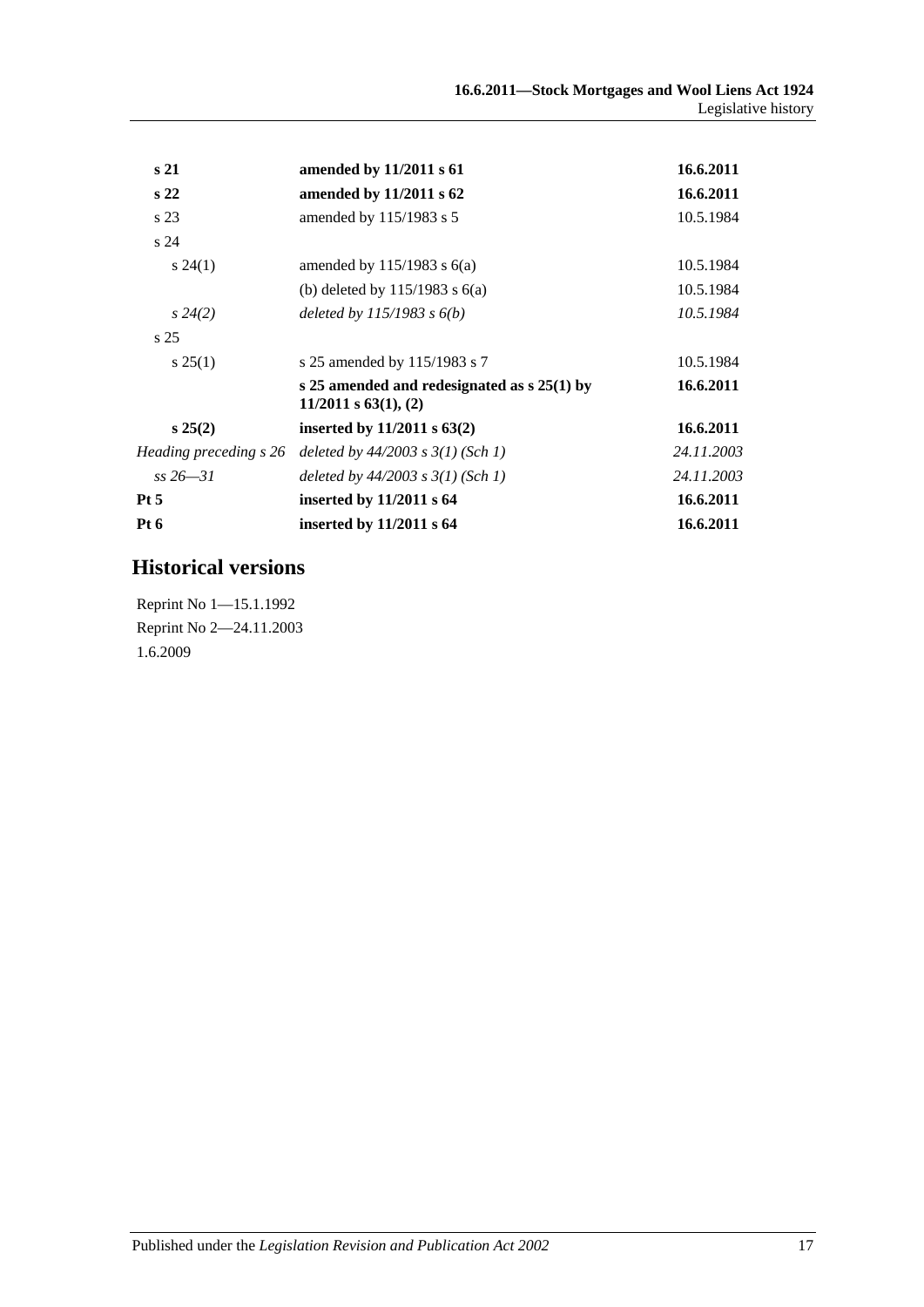| | | |
|---|---|---|
| **s 21** | **amended by 11/2011 s 61** | **16.6.2011** |
| **s 22** | **amended by 11/2011 s 62** | **16.6.2011** |
| s 23 | amended by 115/1983 s 5 | 10.5.1984 |
| s 24 | | |
| s 24(1) | amended by 115/1983 s 6(a) | 10.5.1984 |
| | (b) deleted by 115/1983 s 6(a) | 10.5.1984 |
| *s 24(2)* | *deleted by 115/1983 s 6(b)* | *10.5.1984* |
| s 25 | | |
| s 25(1) | s 25 amended by 115/1983 s 7 | 10.5.1984 |
| | **s 25 amended and redesignated as s 25(1) by 11/2011 s 63(1), (2)** | **16.6.2011** |
| **s 25(2)** | **inserted by 11/2011 s 63(2)** | **16.6.2011** |
| *Heading preceding s 26* | *deleted by 44/2003 s 3(1) (Sch 1)* | *24.11.2003* |
| *ss 26—31* | *deleted by 44/2003 s 3(1) (Sch 1)* | *24.11.2003* |
| **Pt 5** | **inserted by 11/2011 s 64** | **16.6.2011** |
| **Pt 6** | **inserted by 11/2011 s 64** | **16.6.2011** |

## Historical versions

Reprint No 1—15.1.1992

Reprint No 2—24.11.2003

1.6.2009